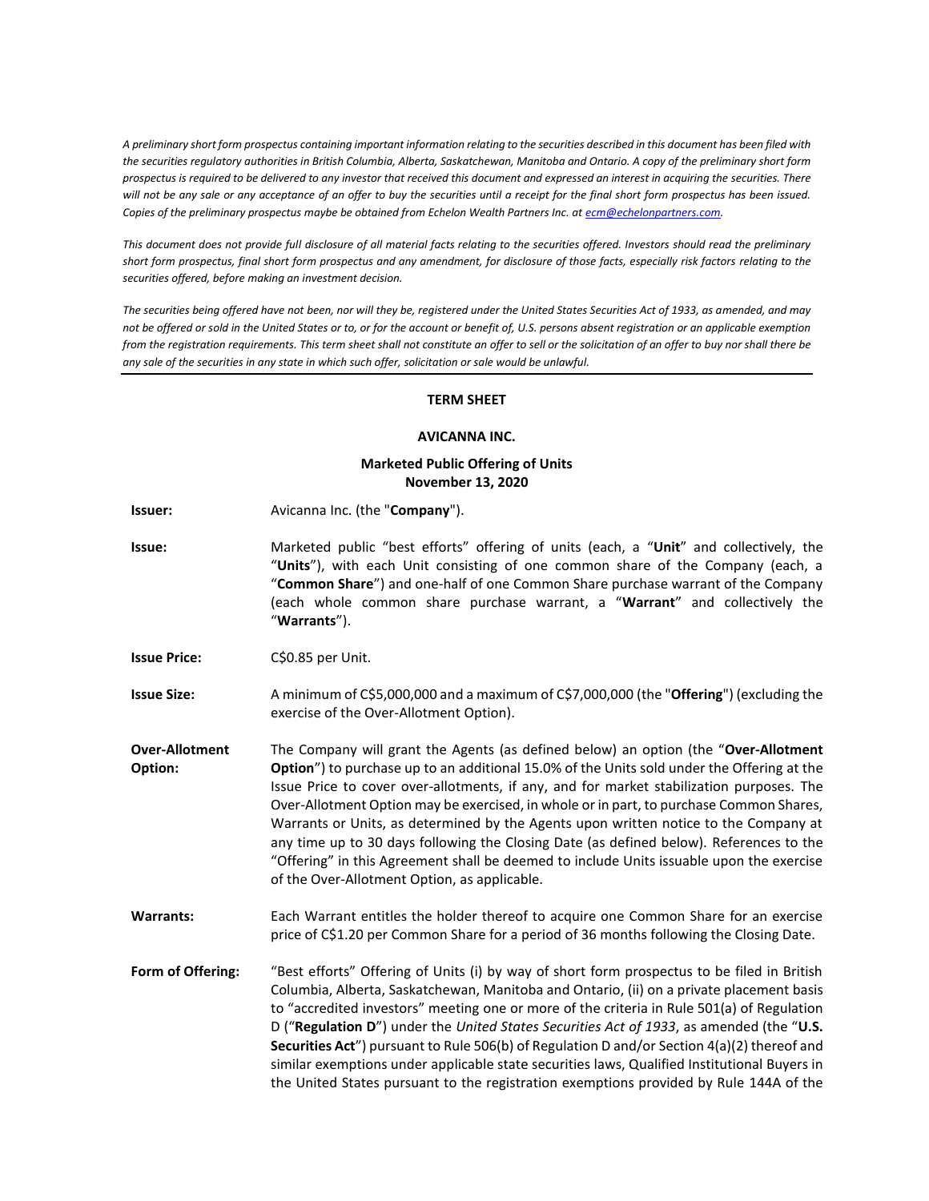*A preliminary short form prospectus containing important information relating to the securities described in this document has been filed with the securities regulatory authorities in British Columbia, Alberta, Saskatchewan, Manitoba and Ontario. A copy of the preliminary short form prospectus is required to be delivered to any investor that received this document and expressed an interest in acquiring the securities. There will not be any sale or any acceptance of an offer to buy the securities until a receipt for the final short form prospectus has been issued. Copies of the preliminary prospectus maybe be obtained from Echelon Wealth Partners Inc. at [ecm@echelonpartners.com](mailto:ecm@echelonpartners.com).*

*This document does not provide full disclosure of all material facts relating to the securities offered. Investors should read the preliminary short form prospectus, final short form prospectus and any amendment, for disclosure of those facts, especially risk factors relating to the securities offered, before making an investment decision.*

*The securities being offered have not been, nor will they be, registered under the United States Securities Act of 1933, as amended, and may not be offered or sold in the United States or to, or for the account or benefit of, U.S. persons absent registration or an applicable exemption from the registration requirements. This term sheet shall not constitute an offer to sell or the solicitation of an offer to buy nor shall there be any sale of the securities in any state in which such offer, solicitation or sale would be unlawful.*

---

**TERM SHEET**

**AVICANNA INC.**

**Marketed Public Offering of Units**
**November 13, 2020**

**Issuer:** Avicanna Inc. (the "**Company**").

**Issue:** Marketed public "best efforts" offering of units (each, a "**Unit**" and collectively, the "**Units**"), with each Unit consisting of one common share of the Company (each, a "**Common Share**") and one-half of one Common Share purchase warrant of the Company (each whole common share purchase warrant, a "**Warrant**" and collectively the "**Warrants**").

**Issue Price:** C$0.85 per Unit.

**Issue Size:** A minimum of C$5,000,000 and a maximum of C$7,000,000 (the "**Offering**") (excluding the exercise of the Over-Allotment Option).

**Over-Allotment Option:** The Company will grant the Agents (as defined below) an option (the "**Over-Allotment Option**") to purchase up to an additional 15.0% of the Units sold under the Offering at the Issue Price to cover over-allotments, if any, and for market stabilization purposes. The Over-Allotment Option may be exercised, in whole or in part, to purchase Common Shares, Warrants or Units, as determined by the Agents upon written notice to the Company at any time up to 30 days following the Closing Date (as defined below). References to the "Offering" in this Agreement shall be deemed to include Units issuable upon the exercise of the Over-Allotment Option, as applicable.

**Warrants:** Each Warrant entitles the holder thereof to acquire one Common Share for an exercise price of C$1.20 per Common Share for a period of 36 months following the Closing Date.

**Form of Offering:** "Best efforts" Offering of Units (i) by way of short form prospectus to be filed in British Columbia, Alberta, Saskatchewan, Manitoba and Ontario, (ii) on a private placement basis to "accredited investors" meeting one or more of the criteria in Rule 501(a) of Regulation D ("**Regulation D**") under the *United States Securities Act of 1933*, as amended (the "**U.S. Securities Act**") pursuant to Rule 506(b) of Regulation D and/or Section 4(a)(2) thereof and similar exemptions under applicable state securities laws, Qualified Institutional Buyers in the United States pursuant to the registration exemptions provided by Rule 144A of the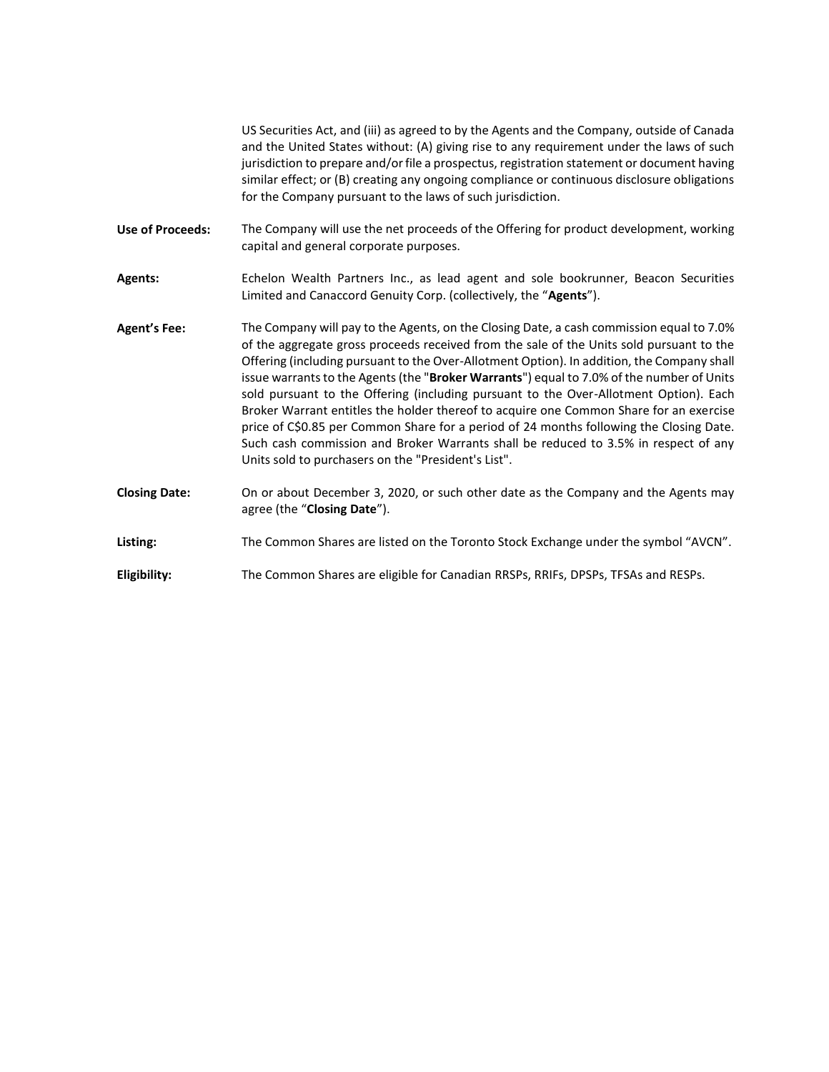US Securities Act, and (iii) as agreed to by the Agents and the Company, outside of Canada and the United States without: (A) giving rise to any requirement under the laws of such jurisdiction to prepare and/or file a prospectus, registration statement or document having similar effect; or (B) creating any ongoing compliance or continuous disclosure obligations for the Company pursuant to the laws of such jurisdiction.

**Use of Proceeds:** The Company will use the net proceeds of the Offering for product development, working capital and general corporate purposes.

**Agents:** Echelon Wealth Partners Inc., as lead agent and sole bookrunner, Beacon Securities Limited and Canaccord Genuity Corp. (collectively, the "**Agents**").

**Agent's Fee:** The Company will pay to the Agents, on the Closing Date, a cash commission equal to 7.0% of the aggregate gross proceeds received from the sale of the Units sold pursuant to the Offering (including pursuant to the Over-Allotment Option). In addition, the Company shall issue warrants to the Agents (the "**Broker Warrants**") equal to 7.0% of the number of Units sold pursuant to the Offering (including pursuant to the Over-Allotment Option). Each Broker Warrant entitles the holder thereof to acquire one Common Share for an exercise price of C$0.85 per Common Share for a period of 24 months following the Closing Date. Such cash commission and Broker Warrants shall be reduced to 3.5% in respect of any Units sold to purchasers on the "President's List".

**Closing Date:** On or about December 3, 2020, or such other date as the Company and the Agents may agree (the "**Closing Date**").

**Listing:** The Common Shares are listed on the Toronto Stock Exchange under the symbol "AVCN".

**Eligibility:** The Common Shares are eligible for Canadian RRSPs, RRIFs, DPSPs, TFSAs and RESPs.